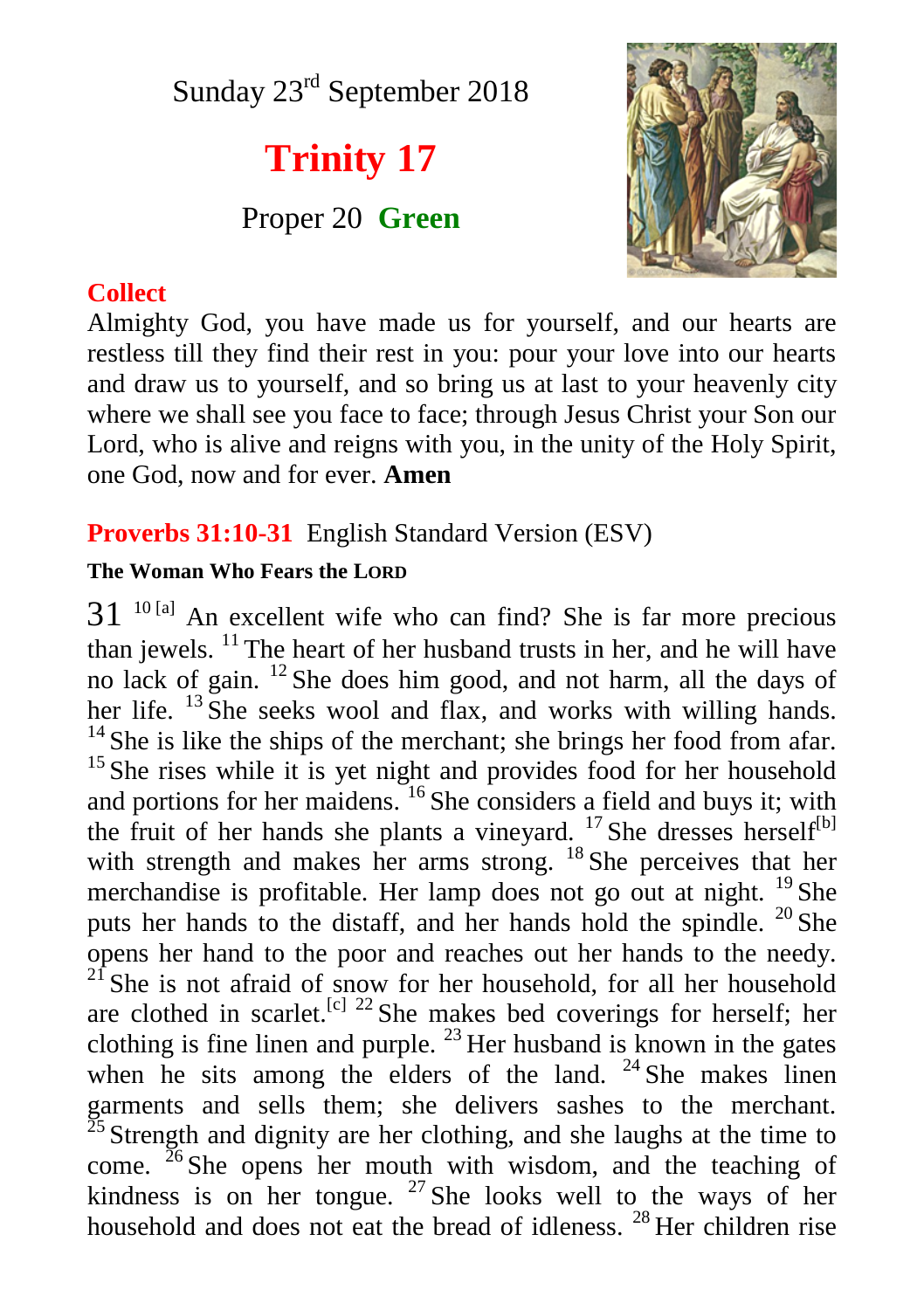Sunday 23rd September 2018

# Trinity 17

Proper 20 **Green**

## Collect

Almighty God, you have made us for yourself, and our hearts are restless till they find their rest in you: pour your love into our hearts and draw us to yourself, and so bring us at last to your heavenly city where we shall see you face to face; through Jesus Christ your Son our Lord, who is alive and reigns with you, in the unity of the Holy Spirit, one God, now and for ever. **Amen**

## Proverbs 31:10-31 English Standard Version (ESV)

**The Woman Who Fears the LORD**

31 10 [a] An excellent wife who can find? She is far more precious than jewels. 11 The heart of her husband trusts in her, and he will have no lack of gain. 12 She does him good, and not harm, all the days of her life. 13 She seeks wool and flax, and works with willing hands. 14 She is like the ships of the merchant; she brings her food from afar. 15 She rises while it is yet night and provides food for her household and portions for her maidens. 16 She considers a field and buys it; with the fruit of her hands she plants a vineyard. 17 She dresses herself[b] with strength and makes her arms strong. 18 She perceives that her merchandise is profitable. Her lamp does not go out at night. 19 She puts her hands to the distaff, and her hands hold the spindle. 20 She opens her hand to the poor and reaches out her hands to the needy. 21 She is not afraid of snow for her household, for all her household are clothed in scarlet.[c] 22 She makes bed coverings for herself; her clothing is fine linen and purple. 23 Her husband is known in the gates when he sits among the elders of the land. 24 She makes linen garments and sells them; she delivers sashes to the merchant. 25 Strength and dignity are her clothing, and she laughs at the time to come. 26 She opens her mouth with wisdom, and the teaching of kindness is on her tongue. 27 She looks well to the ways of her household and does not eat the bread of idleness. 28 Her children rise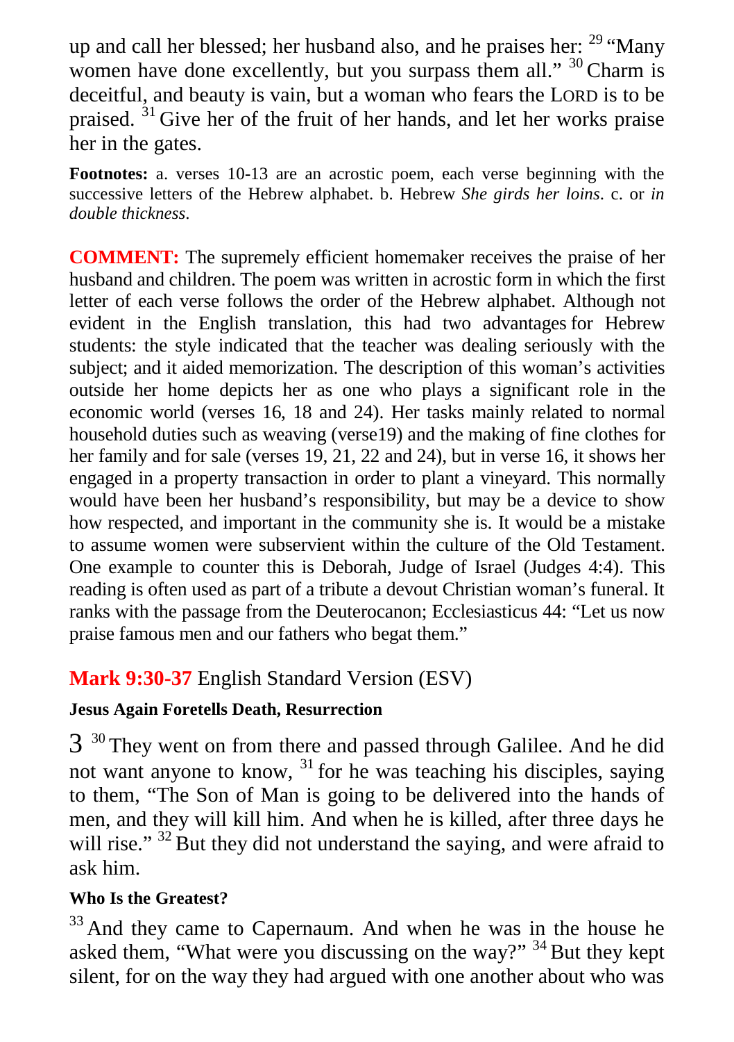up and call her blessed; her husband also, and he praises her: [29] "Many women have done excellently, but you surpass them all." [30] Charm is deceitful, and beauty is vain, but a woman who fears the LORD is to be praised. [31] Give her of the fruit of her hands, and let her works praise her in the gates.

**Footnotes:** a. verses 10-13 are an acrostic poem, each verse beginning with the successive letters of the Hebrew alphabet. b. Hebrew *She girds her loins*. c. or *in double thickness*.

**COMMENT:** The supremely efficient homemaker receives the praise of her husband and children. The poem was written in acrostic form in which the first letter of each verse follows the order of the Hebrew alphabet. Although not evident in the English translation, this had two advantages for Hebrew students: the style indicated that the teacher was dealing seriously with the subject; and it aided memorization. The description of this woman's activities outside her home depicts her as one who plays a significant role in the economic world (verses 16, 18 and 24). Her tasks mainly related to normal household duties such as weaving (verse19) and the making of fine clothes for her family and for sale (verses 19, 21, 22 and 24), but in verse 16, it shows her engaged in a property transaction in order to plant a vineyard. This normally would have been her husband's responsibility, but may be a device to show how respected, and important in the community she is. It would be a mistake to assume women were subservient within the culture of the Old Testament. One example to counter this is Deborah, Judge of Israel (Judges 4:4). This reading is often used as part of a tribute a devout Christian woman's funeral. It ranks with the passage from the Deuterocanon; Ecclesiasticus 44: "Let us now praise famous men and our fathers who begat them."

## **Mark 9:30-37** English Standard Version (ESV)

### Jesus Again Foretells Death, Resurrection

3 [30] They went on from there and passed through Galilee. And he did not want anyone to know, [31] for he was teaching his disciples, saying to them, "The Son of Man is going to be delivered into the hands of men, and they will kill him. And when he is killed, after three days he will rise." [32] But they did not understand the saying, and were afraid to ask him.

### Who Is the Greatest?

[33] And they came to Capernaum. And when he was in the house he asked them, "What were you discussing on the way?" [34] But they kept silent, for on the way they had argued with one another about who was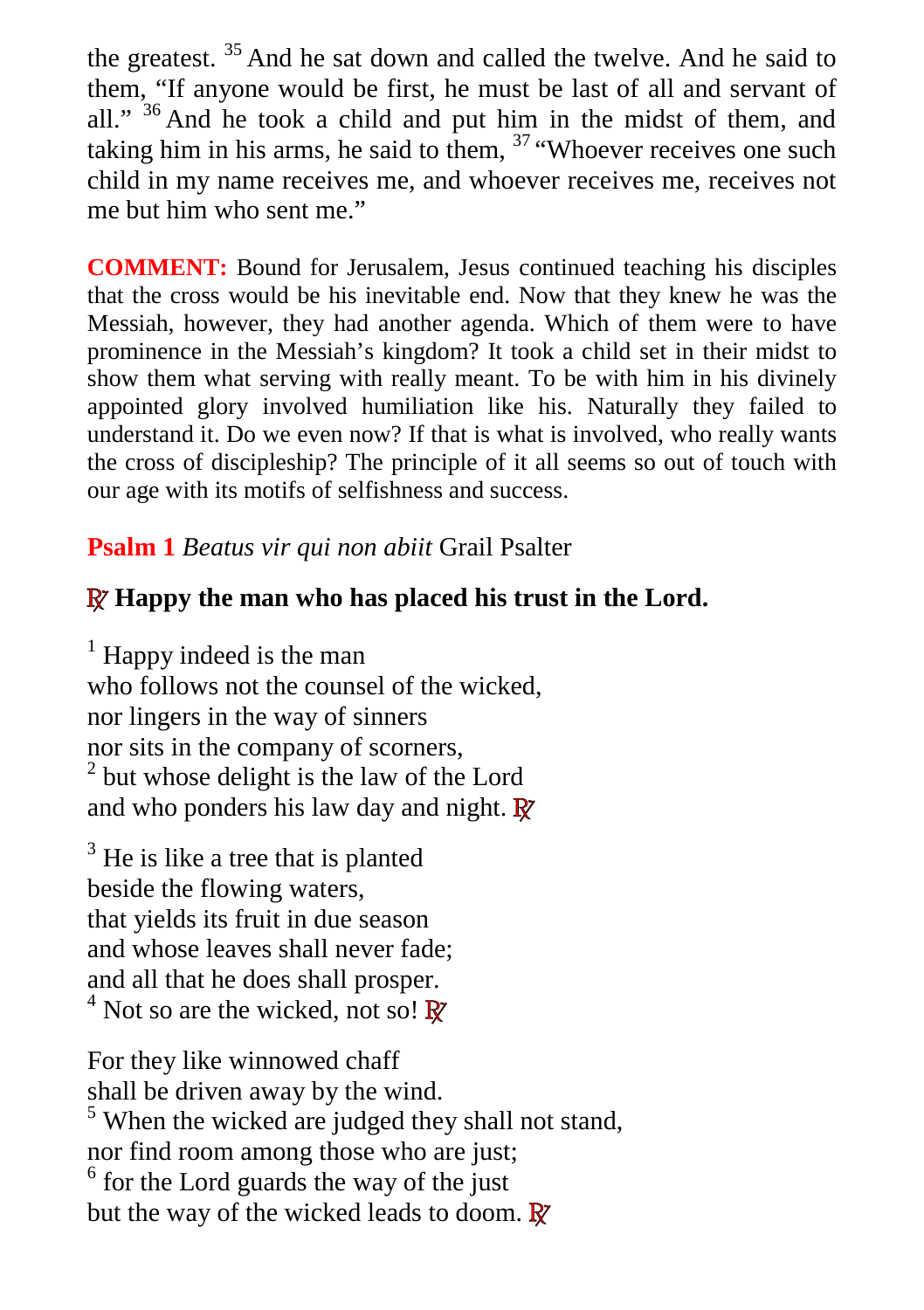the greatest. [35] And he sat down and called the twelve. And he said to them, “If anyone would be first, he must be last of all and servant of all.” [36] And he took a child and put him in the midst of them, and taking him in his arms, he said to them, [37] “Whoever receives one such child in my name receives me, and whoever receives me, receives not me but him who sent me.”

**COMMENT:** Bound for Jerusalem, Jesus continued teaching his disciples that the cross would be his inevitable end. Now that they knew he was the Messiah, however, they had another agenda. Which of them were to have prominence in the Messiah’s kingdom? It took a child set in their midst to show them what serving with really meant. To be with him in his divinely appointed glory involved humiliation like his. Naturally they failed to understand it. Do we even now? If that is what is involved, who really wants the cross of discipleship? The principle of it all seems so out of touch with our age with its motifs of selfishness and success.

**Psalm 1** *Beatus vir qui non abiit* Grail Psalter

**℟ Happy the man who has placed his trust in the Lord.**

[1] Happy indeed is the man
who follows not the counsel of the wicked,
nor lingers in the way of sinners
nor sits in the company of scorners,
[2] but whose delight is the law of the Lord
and who ponders his law day and night. ℟

[3] He is like a tree that is planted
beside the flowing waters,
that yields its fruit in due season
and whose leaves shall never fade;
and all that he does shall prosper.
[4] Not so are the wicked, not so! ℟

For they like winnowed chaff
shall be driven away by the wind.
[5] When the wicked are judged they shall not stand,
nor find room among those who are just;
[6] for the Lord guards the way of the just
but the way of the wicked leads to doom. ℟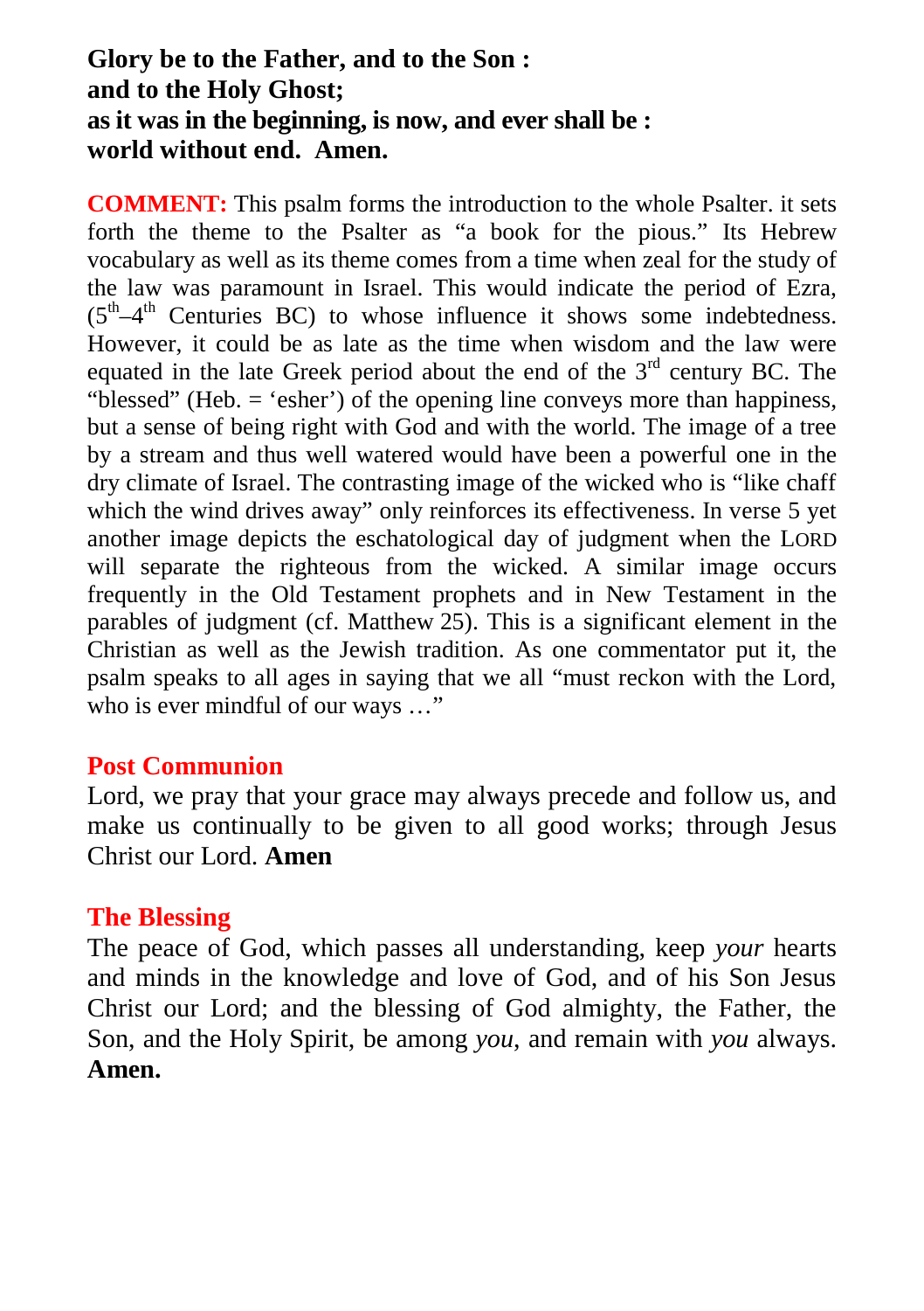**Glory be to the Father, and to the Son :**
**and to the Holy Ghost;**
**as it was in the beginning, is now, and ever shall be :**
**world without end. Amen.**

**COMMENT:** This psalm forms the introduction to the whole Psalter. it sets forth the theme to the Psalter as "a book for the pious." Its Hebrew vocabulary as well as its theme comes from a time when zeal for the study of the law was paramount in Israel. This would indicate the period of Ezra, (5th–4th Centuries BC) to whose influence it shows some indebtedness. However, it could be as late as the time when wisdom and the law were equated in the late Greek period about the end of the 3rd century BC. The "blessed" (Heb. = 'esher') of the opening line conveys more than happiness, but a sense of being right with God and with the world. The image of a tree by a stream and thus well watered would have been a powerful one in the dry climate of Israel. The contrasting image of the wicked who is "like chaff which the wind drives away" only reinforces its effectiveness. In verse 5 yet another image depicts the eschatological day of judgment when the LORD will separate the righteous from the wicked. A similar image occurs frequently in the Old Testament prophets and in New Testament in the parables of judgment (cf. Matthew 25). This is a significant element in the Christian as well as the Jewish tradition. As one commentator put it, the psalm speaks to all ages in saying that we all "must reckon with the Lord, who is ever mindful of our ways …"

## Post Communion

Lord, we pray that your grace may always precede and follow us, and make us continually to be given to all good works; through Jesus Christ our Lord. **Amen**

## The Blessing

The peace of God, which passes all understanding, keep *your* hearts and minds in the knowledge and love of God, and of his Son Jesus Christ our Lord; and the blessing of God almighty, the Father, the Son, and the Holy Spirit, be among *you*, and remain with *you* always. **Amen.**